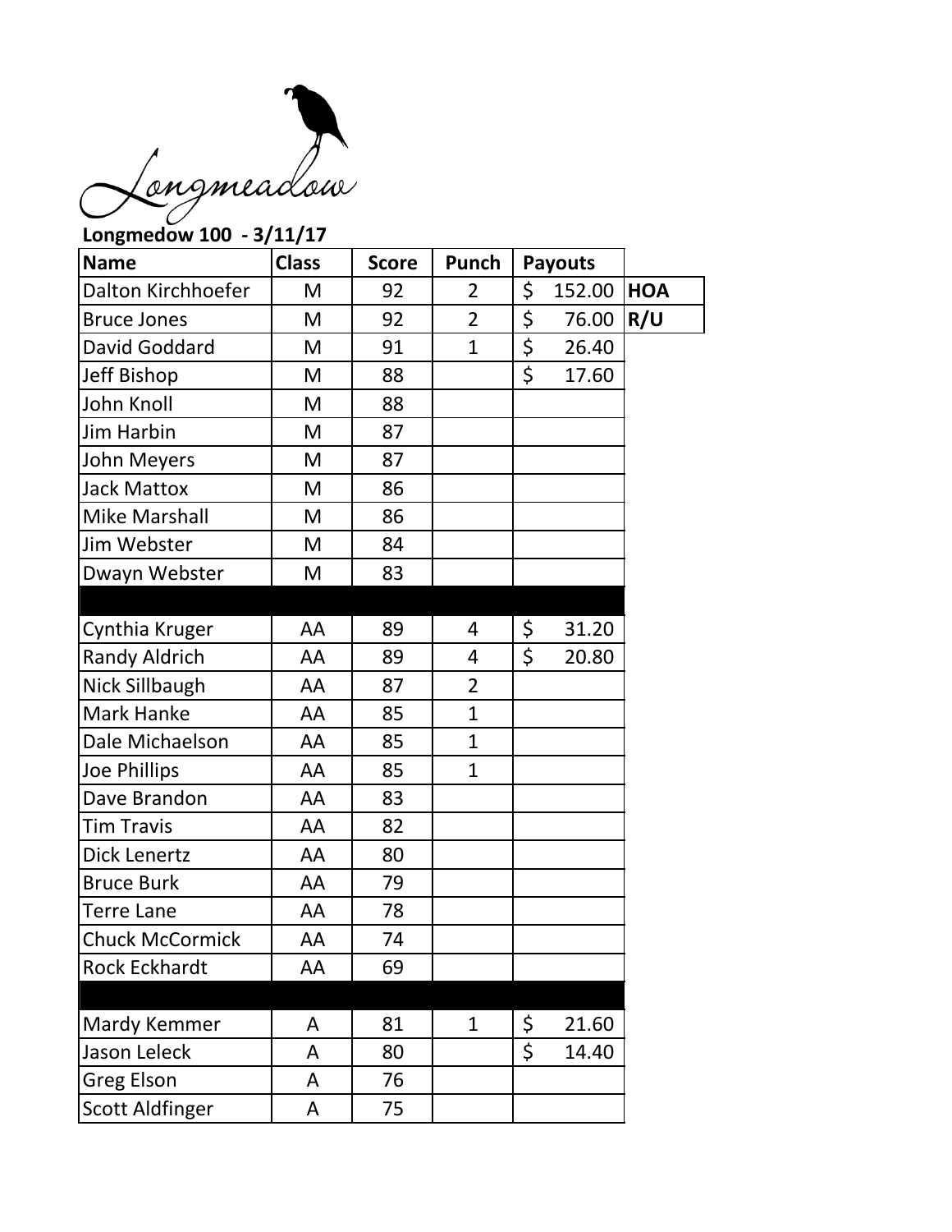Longmeadow

**Longmedow 100 - 3/11/17**

| Name | Class | Score | Punch | Payouts | |
|---|---|---|---|---|---|
| Dalton Kirchhoefer | M | 92 | 2 | $ 152.00 | **HOA** |
| Bruce Jones | M | 92 | 2 | $ 76.00 | **R/U** |
| David Goddard | M | 91 | 1 | $ 26.40 | |
| Jeff Bishop | M | 88 | | $ 17.60 | |
| John Knoll | M | 88 | | | |
| Jim Harbin | M | 87 | | | |
| John Meyers | M | 87 | | | |
| Jack Mattox | M | 86 | | | |
| Mike Marshall | M | 86 | | | |
| Jim Webster | M | 84 | | | |
| Dwayn Webster | M | 83 | | | |
| | | | | | |
| Cynthia Kruger | AA | 89 | 4 | $ 31.20 | |
| Randy Aldrich | AA | 89 | 4 | $ 20.80 | |
| Nick Sillbaugh | AA | 87 | 2 | | |
| Mark Hanke | AA | 85 | 1 | | |
| Dale Michaelson | AA | 85 | 1 | | |
| Joe Phillips | AA | 85 | 1 | | |
| Dave Brandon | AA | 83 | | | |
| Tim Travis | AA | 82 | | | |
| Dick Lenertz | AA | 80 | | | |
| Bruce Burk | AA | 79 | | | |
| Terre Lane | AA | 78 | | | |
| Chuck McCormick | AA | 74 | | | |
| Rock Eckhardt | AA | 69 | | | |
| | | | | | |
| Mardy Kemmer | A | 81 | 1 | $ 21.60 | |
| Jason Leleck | A | 80 | | $ 14.40 | |
| Greg Elson | A | 76 | | | |
| Scott Aldfinger | A | 75 | | | |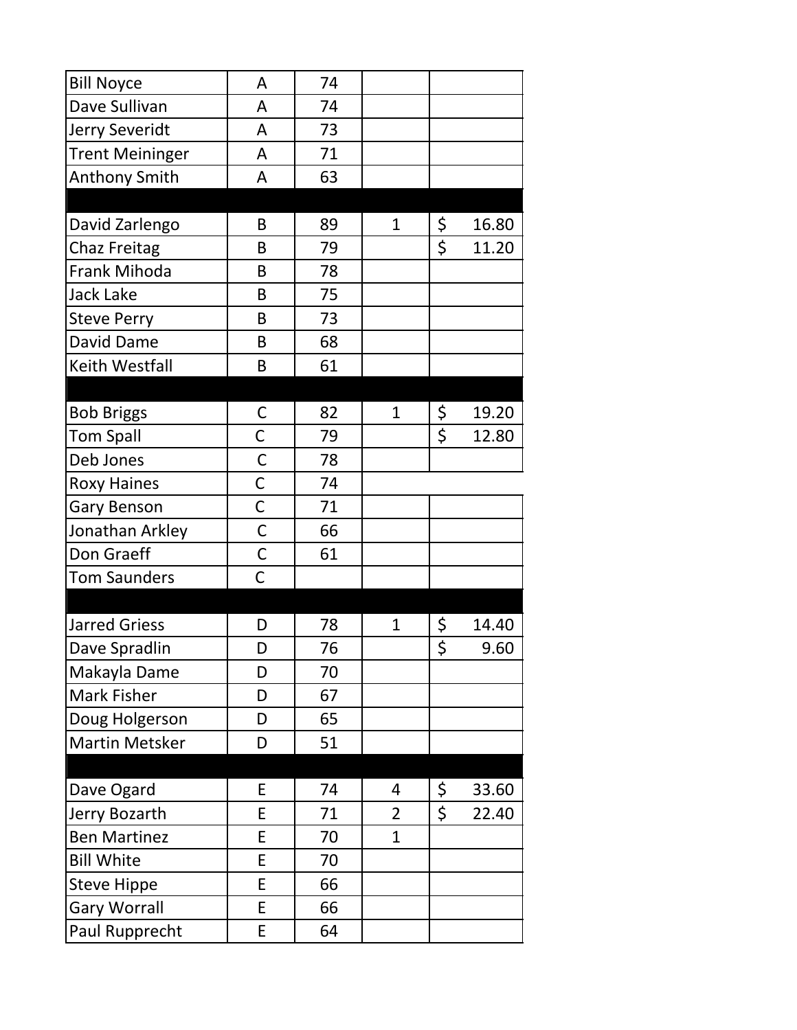| | | | | |
|---|---|---|---|---|
| Bill Noyce | A | 74 | | |
| Dave Sullivan | A | 74 | | |
| Jerry Severidt | A | 73 | | |
| Trent Meininger | A | 71 | | |
| Anthony Smith | A | 63 | | |
| | | | | |
| David Zarlengo | B | 89 | 1 | $ 16.80 |
| Chaz Freitag | B | 79 | | $ 11.20 |
| Frank Mihoda | B | 78 | | |
| Jack Lake | B | 75 | | |
| Steve Perry | B | 73 | | |
| David Dame | B | 68 | | |
| Keith Westfall | B | 61 | | |
| | | | | |
| Bob Briggs | C | 82 | 1 | $ 19.20 |
| Tom Spall | C | 79 | | $ 12.80 |
| Deb Jones | C | 78 | | |
| Roxy Haines | C | 74 | | |
| Gary Benson | C | 71 | | |
| Jonathan Arkley | C | 66 | | |
| Don Graeff | C | 61 | | |
| Tom Saunders | C | | | |
| | | | | |
| Jarred Griess | D | 78 | 1 | $ 14.40 |
| Dave Spradlin | D | 76 | | $ 9.60 |
| Makayla Dame | D | 70 | | |
| Mark Fisher | D | 67 | | |
| Doug Holgerson | D | 65 | | |
| Martin Metsker | D | 51 | | |
| | | | | |
| Dave Ogard | E | 74 | 4 | $ 33.60 |
| Jerry Bozarth | E | 71 | 2 | $ 22.40 |
| Ben Martinez | E | 70 | 1 | |
| Bill White | E | 70 | | |
| Steve Hippe | E | 66 | | |
| Gary Worrall | E | 66 | | |
| Paul Rupprecht | E | 64 | | |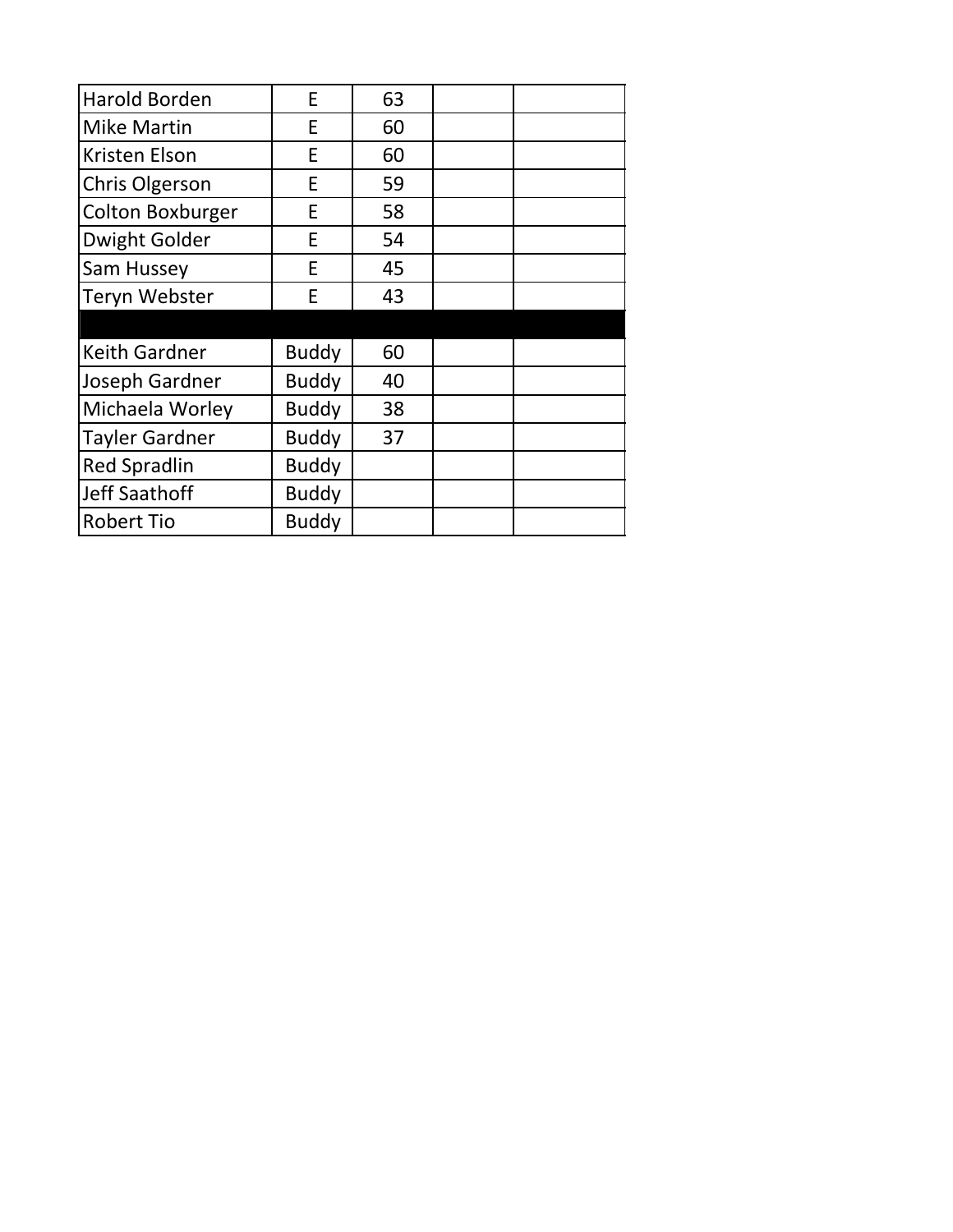| | | | | |
|---|---|---|---|---|
| Harold Borden | E | 63 | | |
| Mike Martin | E | 60 | | |
| Kristen Elson | E | 60 | | |
| Chris Olgerson | E | 59 | | |
| Colton Boxburger | E | 58 | | |
| Dwight Golder | E | 54 | | |
| Sam Hussey | E | 45 | | |
| Teryn Webster | E | 43 | | |
| | | | | |
| Keith Gardner | Buddy | 60 | | |
| Joseph Gardner | Buddy | 40 | | |
| Michaela Worley | Buddy | 38 | | |
| Tayler Gardner | Buddy | 37 | | |
| Red Spradlin | Buddy | | | |
| Jeff Saathoff | Buddy | | | |
| Robert Tio | Buddy | | | |